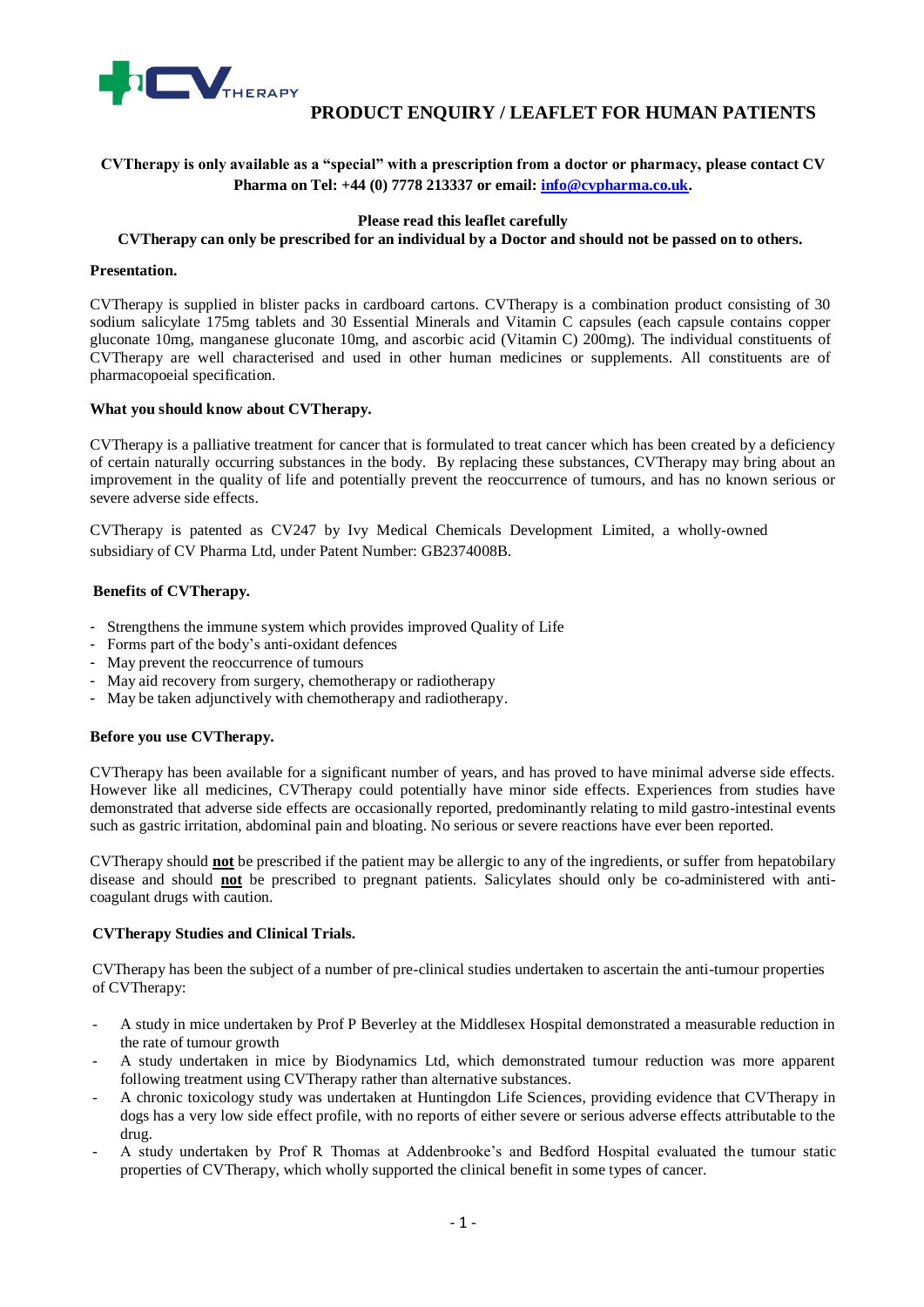# PRODUCT ENQUIRY / LEAFLET FOR HUMAN PATIENTS

**CVTherapy is only available as a "special" with a prescription from a doctor or pharmacy, please contact CV Pharma on Tel: +44 (0) 7778 213337 or email: info@cvpharma.co.uk.**

**Please read this leaflet carefully**

**CVTherapy can only be prescribed for an individual by a Doctor and should not be passed on to others.**

### Presentation.

CVTherapy is supplied in blister packs in cardboard cartons. CVTherapy is a combination product consisting of 30 sodium salicylate 175mg tablets and 30 Essential Minerals and Vitamin C capsules (each capsule contains copper gluconate 10mg, manganese gluconate 10mg, and ascorbic acid (Vitamin C) 200mg). The individual constituents of CVTherapy are well characterised and used in other human medicines or supplements. All constituents are of pharmacopoeial specification.

### What you should know about CVTherapy.

CVTherapy is a palliative treatment for cancer that is formulated to treat cancer which has been created by a deficiency of certain naturally occurring substances in the body. By replacing these substances, CVTherapy may bring about an improvement in the quality of life and potentially prevent the reoccurrence of tumours, and has no known serious or severe adverse side effects.

CVTherapy is patented as CV247 by Ivy Medical Chemicals Development Limited, a wholly-owned subsidiary of CV Pharma Ltd, under Patent Number: GB2374008B.

### Benefits of CVTherapy.

- Strengthens the immune system which provides improved Quality of Life
- Forms part of the body's anti-oxidant defences
- May prevent the reoccurrence of tumours
- May aid recovery from surgery, chemotherapy or radiotherapy
- May be taken adjunctively with chemotherapy and radiotherapy.

### Before you use CVTherapy.

CVTherapy has been available for a significant number of years, and has proved to have minimal adverse side effects. However like all medicines, CVTherapy could potentially have minor side effects. Experiences from studies have demonstrated that adverse side effects are occasionally reported, predominantly relating to mild gastro-intestinal events such as gastric irritation, abdominal pain and bloating. No serious or severe reactions have ever been reported.

CVTherapy should **not** be prescribed if the patient may be allergic to any of the ingredients, or suffer from hepatobilary disease and should **not** be prescribed to pregnant patients. Salicylates should only be co-administered with anti-coagulant drugs with caution.

### CVTherapy Studies and Clinical Trials.

CVTherapy has been the subject of a number of pre-clinical studies undertaken to ascertain the anti-tumour properties of CVTherapy:

- A study in mice undertaken by Prof P Beverley at the Middlesex Hospital demonstrated a measurable reduction in the rate of tumour growth
- A study undertaken in mice by Biodynamics Ltd, which demonstrated tumour reduction was more apparent following treatment using CVTherapy rather than alternative substances.
- A chronic toxicology study was undertaken at Huntingdon Life Sciences, providing evidence that CVTherapy in dogs has a very low side effect profile, with no reports of either severe or serious adverse effects attributable to the drug.
- A study undertaken by Prof R Thomas at Addenbrooke's and Bedford Hospital evaluated the tumour static properties of CVTherapy, which wholly supported the clinical benefit in some types of cancer.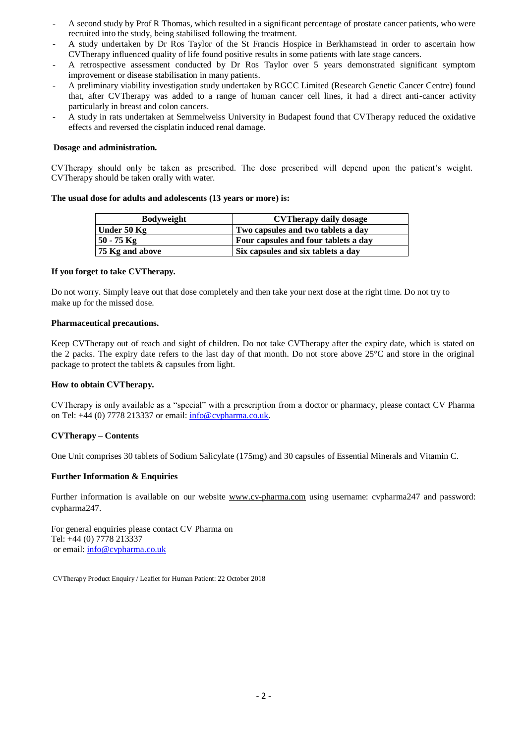- A second study by Prof R Thomas, which resulted in a significant percentage of prostate cancer patients, who were recruited into the study, being stabilised following the treatment.
- A study undertaken by Dr Ros Taylor of the St Francis Hospice in Berkhamstead in order to ascertain how CVTherapy influenced quality of life found positive results in some patients with late stage cancers.
- A retrospective assessment conducted by Dr Ros Taylor over 5 years demonstrated significant symptom improvement or disease stabilisation in many patients.
- A preliminary viability investigation study undertaken by RGCC Limited (Research Genetic Cancer Centre) found that, after CVTherapy was added to a range of human cancer cell lines, it had a direct anti-cancer activity particularly in breast and colon cancers.
- A study in rats undertaken at Semmelweiss University in Budapest found that CVTherapy reduced the oxidative effects and reversed the cisplatin induced renal damage.

**Dosage and administration.**

CVTherapy should only be taken as prescribed. The dose prescribed will depend upon the patient's weight. CVTherapy should be taken orally with water.

**The usual dose for adults and adolescents (13 years or more) is:**

| Bodyweight | CVTherapy daily dosage |
|---|---|
| **Under 50 Kg** | **Two capsules and two tablets a day** |
| **50 - 75 Kg** | **Four capsules and four tablets a day** |
| **75 Kg and above** | **Six capsules and six tablets a day** |

**If you forget to take CVTherapy.**

Do not worry. Simply leave out that dose completely and then take your next dose at the right time. Do not try to make up for the missed dose.

**Pharmaceutical precautions.**

Keep CVTherapy out of reach and sight of children. Do not take CVTherapy after the expiry date, which is stated on the 2 packs. The expiry date refers to the last day of that month. Do not store above 25°C and store in the original package to protect the tablets & capsules from light.

**How to obtain CVTherapy.**

CVTherapy is only available as a "special" with a prescription from a doctor or pharmacy, please contact CV Pharma on Tel: +44 (0) 7778 213337 or email: info@cvpharma.co.uk.

**CVTherapy – Contents**

One Unit comprises 30 tablets of Sodium Salicylate (175mg) and 30 capsules of Essential Minerals and Vitamin C.

**Further Information & Enquiries**

Further information is available on our website www.cv-pharma.com using username: cvpharma247 and password: cvpharma247.

For general enquiries please contact CV Pharma on
Tel: +44 (0) 7778 213337
or email: info@cvpharma.co.uk

CVTherapy Product Enquiry / Leaflet for Human Patient: 22 October 2018